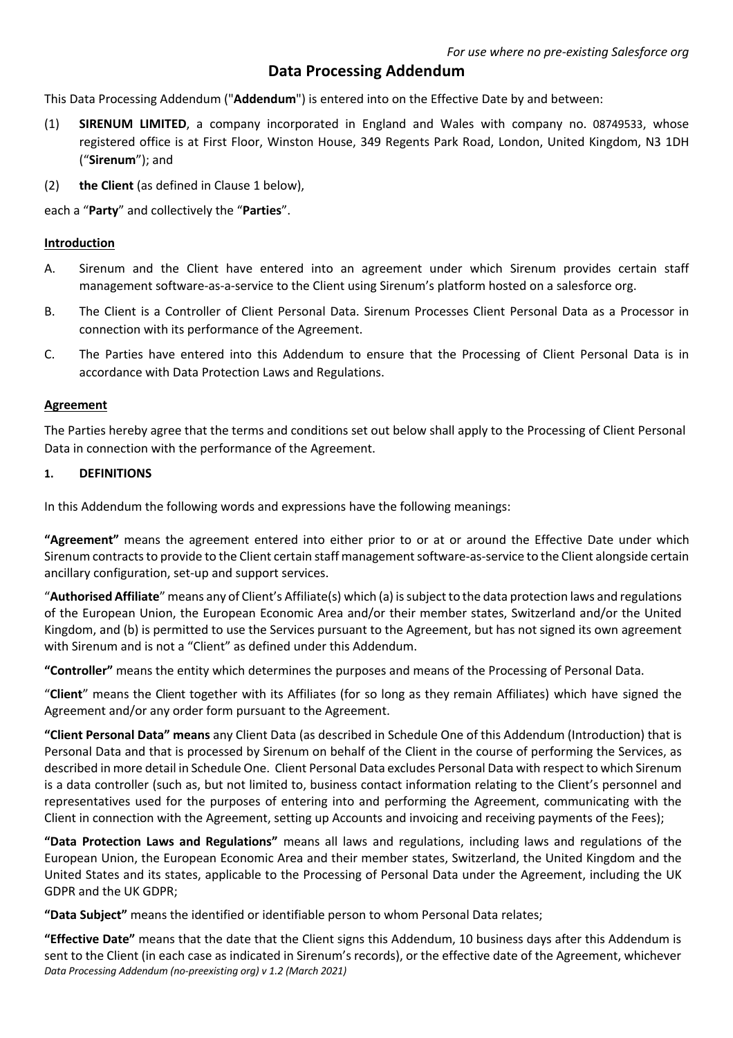*For use where no pre-existing Salesforce org*

# Data Processing Addendum

This Data Processing Addendum ("**Addendum**") is entered into on the Effective Date by and between:

(1) **SIRENUM LIMITED**, a company incorporated in England and Wales with company no. 08749533, whose registered office is at First Floor, Winston House, 349 Regents Park Road, London, United Kingdom, N3 1DH ("**Sirenum**"); and

(2) **the Client** (as defined in Clause 1 below),

each a "**Party**" and collectively the "**Parties**".

**Introduction**

A. Sirenum and the Client have entered into an agreement under which Sirenum provides certain staff management software-as-a-service to the Client using Sirenum's platform hosted on a salesforce org.

B. The Client is a Controller of Client Personal Data. Sirenum Processes Client Personal Data as a Processor in connection with its performance of the Agreement.

C. The Parties have entered into this Addendum to ensure that the Processing of Client Personal Data is in accordance with Data Protection Laws and Regulations.

**Agreement**

The Parties hereby agree that the terms and conditions set out below shall apply to the Processing of Client Personal Data in connection with the performance of the Agreement.

## 1. DEFINITIONS

In this Addendum the following words and expressions have the following meanings:

**"Agreement"** means the agreement entered into either prior to or at or around the Effective Date under which Sirenum contracts to provide to the Client certain staff management software-as-service to the Client alongside certain ancillary configuration, set-up and support services.

"**Authorised Affiliate**" means any of Client's Affiliate(s) which (a) is subject to the data protection laws and regulations of the European Union, the European Economic Area and/or their member states, Switzerland and/or the United Kingdom, and (b) is permitted to use the Services pursuant to the Agreement, but has not signed its own agreement with Sirenum and is not a "Client" as defined under this Addendum.

**"Controller"** means the entity which determines the purposes and means of the Processing of Personal Data.

"**Client**" means the Client together with its Affiliates (for so long as they remain Affiliates) which have signed the Agreement and/or any order form pursuant to the Agreement.

**"Client Personal Data" means** any Client Data (as described in Schedule One of this Addendum (Introduction) that is Personal Data and that is processed by Sirenum on behalf of the Client in the course of performing the Services, as described in more detail in Schedule One. Client Personal Data excludes Personal Data with respect to which Sirenum is a data controller (such as, but not limited to, business contact information relating to the Client's personnel and representatives used for the purposes of entering into and performing the Agreement, communicating with the Client in connection with the Agreement, setting up Accounts and invoicing and receiving payments of the Fees);

**"Data Protection Laws and Regulations"** means all laws and regulations, including laws and regulations of the European Union, the European Economic Area and their member states, Switzerland, the United Kingdom and the United States and its states, applicable to the Processing of Personal Data under the Agreement, including the UK GDPR and the UK GDPR;

**"Data Subject"** means the identified or identifiable person to whom Personal Data relates;

**"Effective Date"** means that the date that the Client signs this Addendum, 10 business days after this Addendum is sent to the Client (in each case as indicated in Sirenum's records), or the effective date of the Agreement, whichever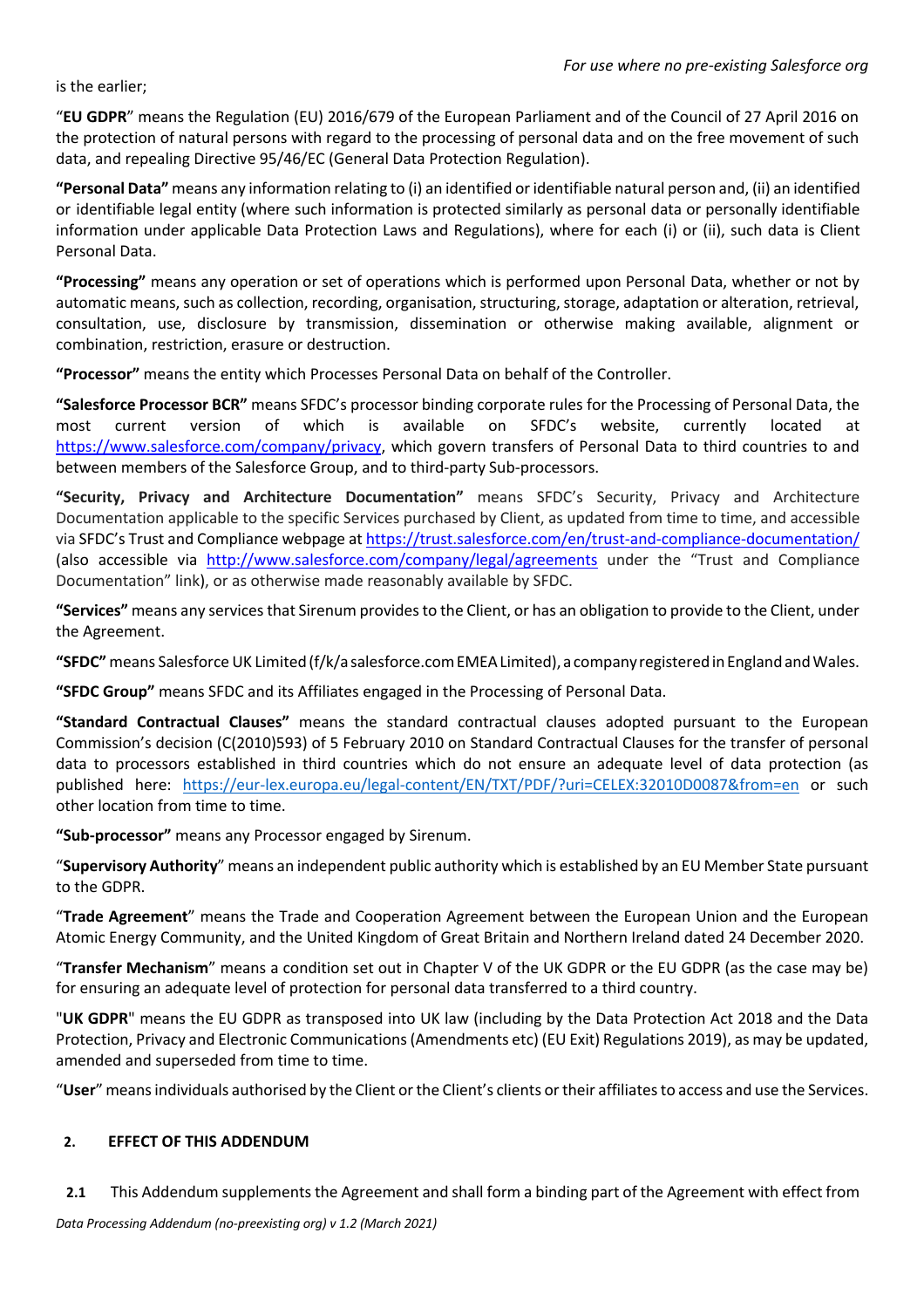is the earlier;

"**EU GDPR**" means the Regulation (EU) 2016/679 of the European Parliament and of the Council of 27 April 2016 on the protection of natural persons with regard to the processing of personal data and on the free movement of such data, and repealing Directive 95/46/EC (General Data Protection Regulation).

**"Personal Data"** means any information relating to (i) an identified or identifiable natural person and, (ii) an identified or identifiable legal entity (where such information is protected similarly as personal data or personally identifiable information under applicable Data Protection Laws and Regulations), where for each (i) or (ii), such data is Client Personal Data.

**"Processing"** means any operation or set of operations which is performed upon Personal Data, whether or not by automatic means, such as collection, recording, organisation, structuring, storage, adaptation or alteration, retrieval, consultation, use, disclosure by transmission, dissemination or otherwise making available, alignment or combination, restriction, erasure or destruction.

**"Processor"** means the entity which Processes Personal Data on behalf of the Controller.

**"Salesforce Processor BCR"** means SFDC's processor binding corporate rules for the Processing of Personal Data, the most current version of which is available on SFDC's website, currently located at https://www.salesforce.com/company/privacy, which govern transfers of Personal Data to third countries to and between members of the Salesforce Group, and to third-party Sub-processors.

**"Security, Privacy and Architecture Documentation"** means SFDC's Security, Privacy and Architecture Documentation applicable to the specific Services purchased by Client, as updated from time to time, and accessible via SFDC's Trust and Compliance webpage at https://trust.salesforce.com/en/trust-and-compliance-documentation/ (also accessible via http://www.salesforce.com/company/legal/agreements under the "Trust and Compliance Documentation" link), or as otherwise made reasonably available by SFDC.

**"Services"** means any services that Sirenum provides to the Client, or has an obligation to provide to the Client, under the Agreement.

**"SFDC"** means Salesforce UK Limited (f/k/a salesforce.com EMEA Limited), a company registered in England and Wales.

**"SFDC Group"** means SFDC and its Affiliates engaged in the Processing of Personal Data.

**"Standard Contractual Clauses"** means the standard contractual clauses adopted pursuant to the European Commission's decision (C(2010)593) of 5 February 2010 on Standard Contractual Clauses for the transfer of personal data to processors established in third countries which do not ensure an adequate level of data protection (as published here: https://eur-lex.europa.eu/legal-content/EN/TXT/PDF/?uri=CELEX:32010D0087&from=en or such other location from time to time.

**"Sub-processor"** means any Processor engaged by Sirenum.

"**Supervisory Authority**" means an independent public authority which is established by an EU Member State pursuant to the GDPR.

"**Trade Agreement**" means the Trade and Cooperation Agreement between the European Union and the European Atomic Energy Community, and the United Kingdom of Great Britain and Northern Ireland dated 24 December 2020.

"**Transfer Mechanism**" means a condition set out in Chapter V of the UK GDPR or the EU GDPR (as the case may be) for ensuring an adequate level of protection for personal data transferred to a third country.

"**UK GDPR**" means the EU GDPR as transposed into UK law (including by the Data Protection Act 2018 and the Data Protection, Privacy and Electronic Communications (Amendments etc) (EU Exit) Regulations 2019), as may be updated, amended and superseded from time to time.

"**User**" means individuals authorised by the Client or the Client's clients or their affiliates to access and use the Services.

## 2. EFFECT OF THIS ADDENDUM

**2.1** This Addendum supplements the Agreement and shall form a binding part of the Agreement with effect from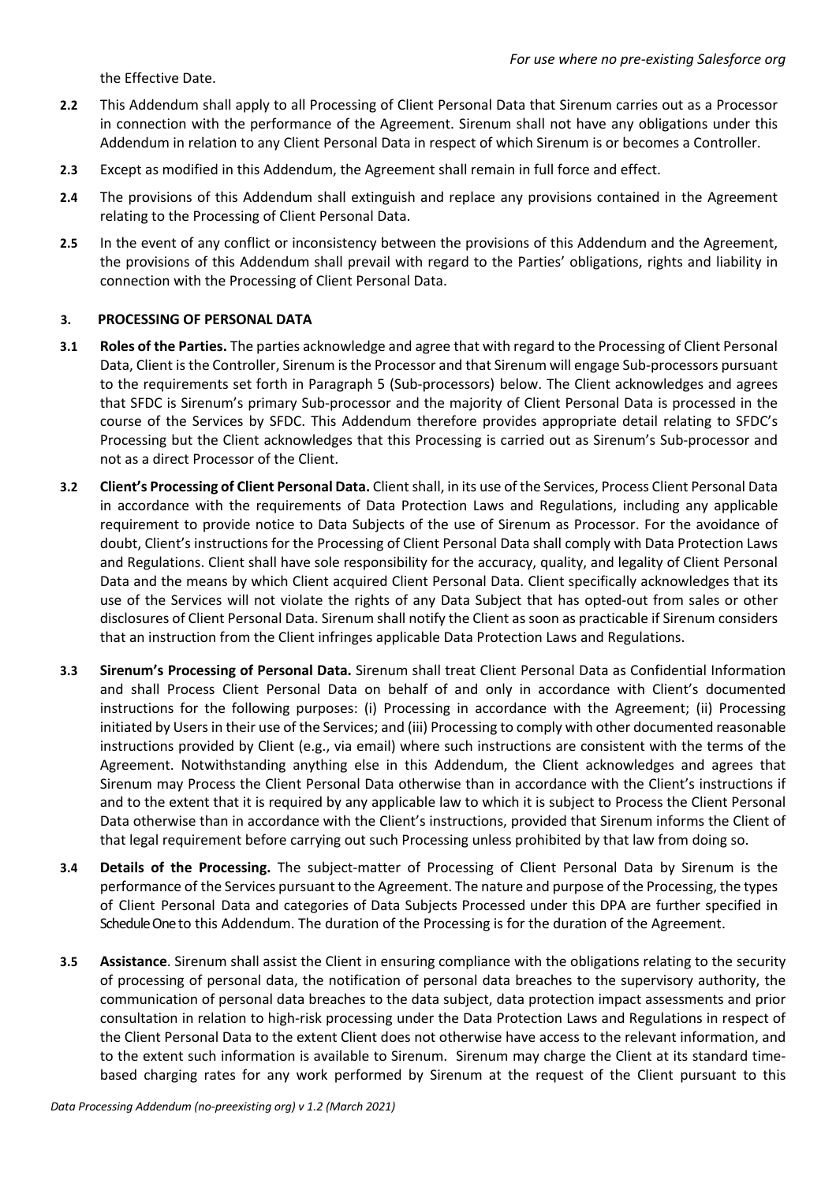the Effective Date.

**2.2** This Addendum shall apply to all Processing of Client Personal Data that Sirenum carries out as a Processor in connection with the performance of the Agreement. Sirenum shall not have any obligations under this Addendum in relation to any Client Personal Data in respect of which Sirenum is or becomes a Controller.

**2.3** Except as modified in this Addendum, the Agreement shall remain in full force and effect.

**2.4** The provisions of this Addendum shall extinguish and replace any provisions contained in the Agreement relating to the Processing of Client Personal Data.

**2.5** In the event of any conflict or inconsistency between the provisions of this Addendum and the Agreement, the provisions of this Addendum shall prevail with regard to the Parties' obligations, rights and liability in connection with the Processing of Client Personal Data.

## 3. PROCESSING OF PERSONAL DATA

**3.1** **Roles of the Parties.** The parties acknowledge and agree that with regard to the Processing of Client Personal Data, Client is the Controller, Sirenum is the Processor and that Sirenum will engage Sub-processors pursuant to the requirements set forth in Paragraph 5 (Sub-processors) below. The Client acknowledges and agrees that SFDC is Sirenum's primary Sub-processor and the majority of Client Personal Data is processed in the course of the Services by SFDC. This Addendum therefore provides appropriate detail relating to SFDC's Processing but the Client acknowledges that this Processing is carried out as Sirenum's Sub-processor and not as a direct Processor of the Client.

**3.2** **Client's Processing of Client Personal Data.** Client shall, in its use of the Services, Process Client Personal Data in accordance with the requirements of Data Protection Laws and Regulations, including any applicable requirement to provide notice to Data Subjects of the use of Sirenum as Processor. For the avoidance of doubt, Client's instructions for the Processing of Client Personal Data shall comply with Data Protection Laws and Regulations. Client shall have sole responsibility for the accuracy, quality, and legality of Client Personal Data and the means by which Client acquired Client Personal Data. Client specifically acknowledges that its use of the Services will not violate the rights of any Data Subject that has opted-out from sales or other disclosures of Client Personal Data. Sirenum shall notify the Client as soon as practicable if Sirenum considers that an instruction from the Client infringes applicable Data Protection Laws and Regulations.

**3.3** **Sirenum's Processing of Personal Data.** Sirenum shall treat Client Personal Data as Confidential Information and shall Process Client Personal Data on behalf of and only in accordance with Client's documented instructions for the following purposes: (i) Processing in accordance with the Agreement; (ii) Processing initiated by Users in their use of the Services; and (iii) Processing to comply with other documented reasonable instructions provided by Client (e.g., via email) where such instructions are consistent with the terms of the Agreement. Notwithstanding anything else in this Addendum, the Client acknowledges and agrees that Sirenum may Process the Client Personal Data otherwise than in accordance with the Client's instructions if and to the extent that it is required by any applicable law to which it is subject to Process the Client Personal Data otherwise than in accordance with the Client's instructions, provided that Sirenum informs the Client of that legal requirement before carrying out such Processing unless prohibited by that law from doing so.

**3.4** **Details of the Processing.** The subject-matter of Processing of Client Personal Data by Sirenum is the performance of the Services pursuant to the Agreement. The nature and purpose of the Processing, the types of Client Personal Data and categories of Data Subjects Processed under this DPA are further specified in Schedule One to this Addendum. The duration of the Processing is for the duration of the Agreement.

**3.5** **Assistance**. Sirenum shall assist the Client in ensuring compliance with the obligations relating to the security of processing of personal data, the notification of personal data breaches to the supervisory authority, the communication of personal data breaches to the data subject, data protection impact assessments and prior consultation in relation to high-risk processing under the Data Protection Laws and Regulations in respect of the Client Personal Data to the extent Client does not otherwise have access to the relevant information, and to the extent such information is available to Sirenum. Sirenum may charge the Client at its standard time-based charging rates for any work performed by Sirenum at the request of the Client pursuant to this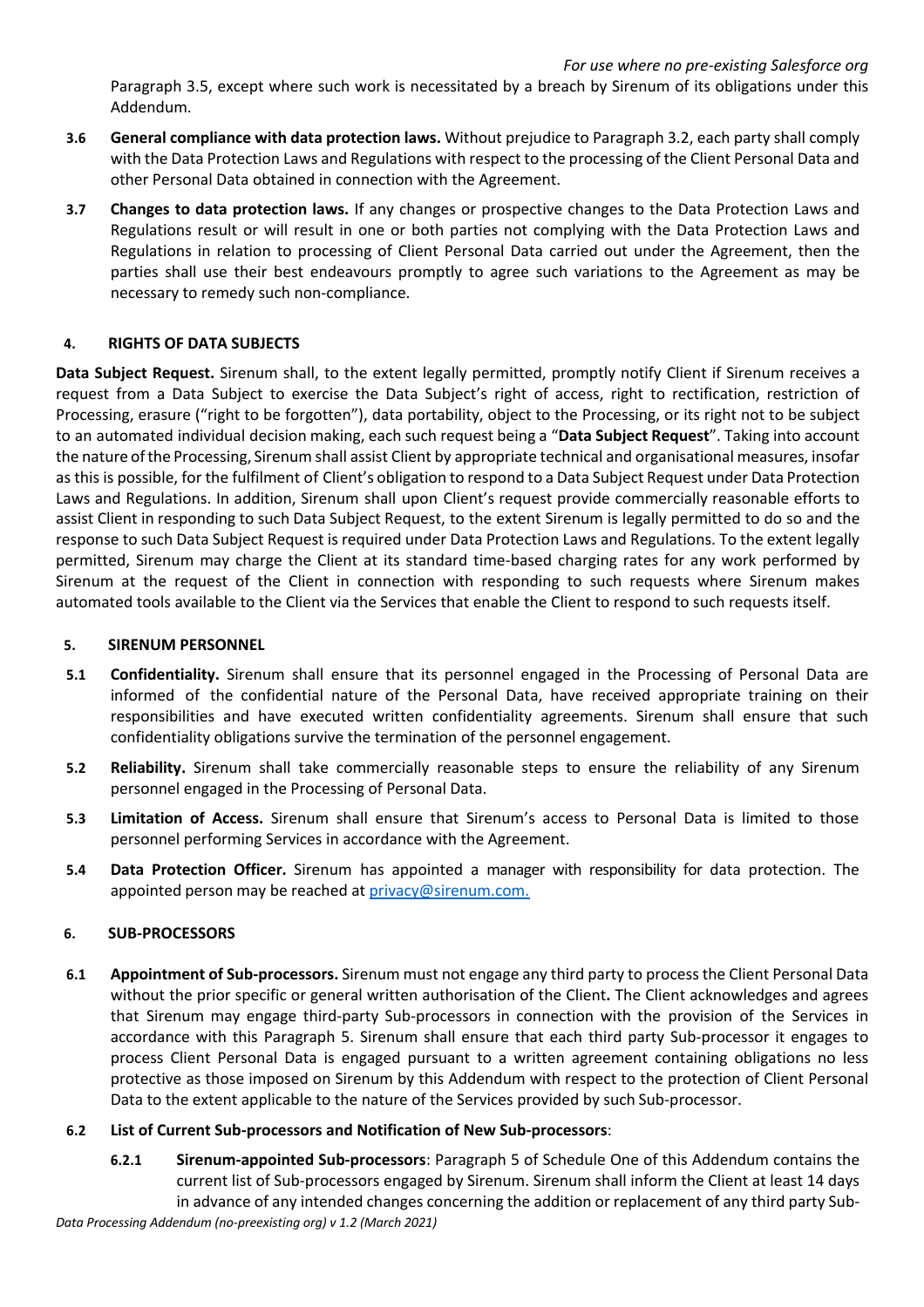Paragraph 3.5, except where such work is necessitated by a breach by Sirenum of its obligations under this Addendum.

**3.6 General compliance with data protection laws.** Without prejudice to Paragraph 3.2, each party shall comply with the Data Protection Laws and Regulations with respect to the processing of the Client Personal Data and other Personal Data obtained in connection with the Agreement.

**3.7 Changes to data protection laws.** If any changes or prospective changes to the Data Protection Laws and Regulations result or will result in one or both parties not complying with the Data Protection Laws and Regulations in relation to processing of Client Personal Data carried out under the Agreement, then the parties shall use their best endeavours promptly to agree such variations to the Agreement as may be necessary to remedy such non-compliance.

## 4. RIGHTS OF DATA SUBJECTS

**Data Subject Request.** Sirenum shall, to the extent legally permitted, promptly notify Client if Sirenum receives a request from a Data Subject to exercise the Data Subject's right of access, right to rectification, restriction of Processing, erasure ("right to be forgotten"), data portability, object to the Processing, or its right not to be subject to an automated individual decision making, each such request being a "**Data Subject Request**". Taking into account the nature of the Processing, Sirenum shall assist Client by appropriate technical and organisational measures, insofar as this is possible, for the fulfilment of Client's obligation to respond to a Data Subject Request under Data Protection Laws and Regulations. In addition, Sirenum shall upon Client's request provide commercially reasonable efforts to assist Client in responding to such Data Subject Request, to the extent Sirenum is legally permitted to do so and the response to such Data Subject Request is required under Data Protection Laws and Regulations. To the extent legally permitted, Sirenum may charge the Client at its standard time-based charging rates for any work performed by Sirenum at the request of the Client in connection with responding to such requests where Sirenum makes automated tools available to the Client via the Services that enable the Client to respond to such requests itself.

## 5. SIRENUM PERSONNEL

**5.1 Confidentiality.** Sirenum shall ensure that its personnel engaged in the Processing of Personal Data are informed of the confidential nature of the Personal Data, have received appropriate training on their responsibilities and have executed written confidentiality agreements. Sirenum shall ensure that such confidentiality obligations survive the termination of the personnel engagement.

**5.2 Reliability.** Sirenum shall take commercially reasonable steps to ensure the reliability of any Sirenum personnel engaged in the Processing of Personal Data.

**5.3 Limitation of Access.** Sirenum shall ensure that Sirenum's access to Personal Data is limited to those personnel performing Services in accordance with the Agreement.

**5.4 Data Protection Officer.** Sirenum has appointed a manager with responsibility for data protection. The appointed person may be reached at privacy@sirenum.com.

## 6. SUB-PROCESSORS

**6.1 Appointment of Sub-processors.** Sirenum must not engage any third party to process the Client Personal Data without the prior specific or general written authorisation of the Client**.** The Client acknowledges and agrees that Sirenum may engage third-party Sub-processors in connection with the provision of the Services in accordance with this Paragraph 5. Sirenum shall ensure that each third party Sub-processor it engages to process Client Personal Data is engaged pursuant to a written agreement containing obligations no less protective as those imposed on Sirenum by this Addendum with respect to the protection of Client Personal Data to the extent applicable to the nature of the Services provided by such Sub-processor.

**6.2 List of Current Sub-processors and Notification of New Sub-processors**:

**6.2.1 Sirenum-appointed Sub-processors**: Paragraph 5 of Schedule One of this Addendum contains the current list of Sub-processors engaged by Sirenum. Sirenum shall inform the Client at least 14 days in advance of any intended changes concerning the addition or replacement of any third party Sub-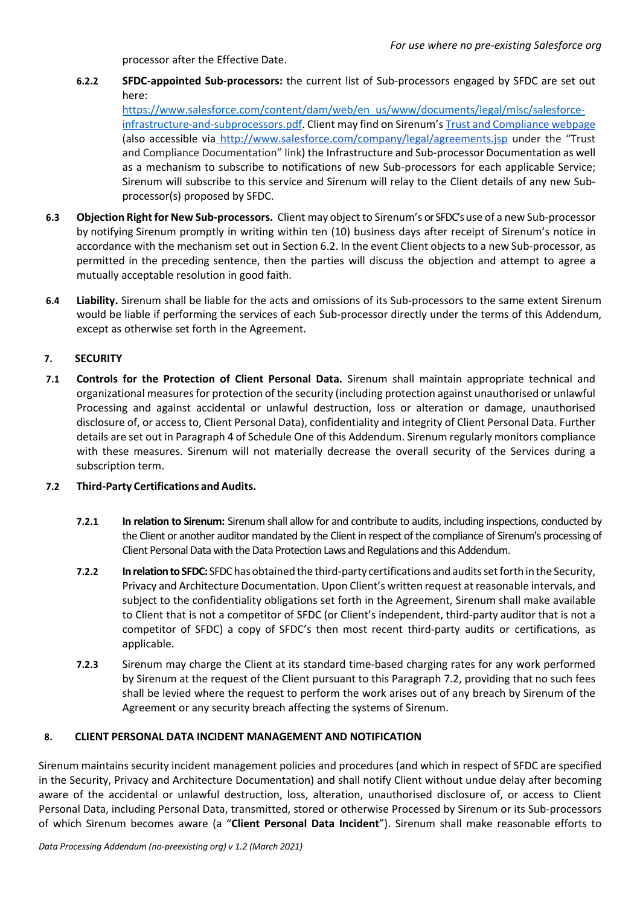processor after the Effective Date.

**6.2.2 SFDC-appointed Sub-processors:** the current list of Sub-processors engaged by SFDC are set out here: [https://www.salesforce.com/content/dam/web/en_us/www/documents/legal/misc/salesforce-infrastructure-and-subprocessors.pdf](https://www.salesforce.com/content/dam/web/en_us/www/documents/legal/misc/salesforce-infrastructure-and-subprocessors.pdf). Client may find on Sirenum's Trust and Compliance webpage (also accessible via [http://www.salesforce.com/company/legal/agreements.jsp](http://www.salesforce.com/company/legal/agreements.jsp) under the "Trust and Compliance Documentation" link) the Infrastructure and Sub-processor Documentation as well as a mechanism to subscribe to notifications of new Sub-processors for each applicable Service; Sirenum will subscribe to this service and Sirenum will relay to the Client details of any new Sub-processor(s) proposed by SFDC.

**6.3 Objection Right for New Sub-processors.** Client may object to Sirenum's or SFDC's use of a new Sub-processor by notifying Sirenum promptly in writing within ten (10) business days after receipt of Sirenum's notice in accordance with the mechanism set out in Section 6.2. In the event Client objects to a new Sub-processor, as permitted in the preceding sentence, then the parties will discuss the objection and attempt to agree a mutually acceptable resolution in good faith.

**6.4 Liability.** Sirenum shall be liable for the acts and omissions of its Sub-processors to the same extent Sirenum would be liable if performing the services of each Sub-processor directly under the terms of this Addendum, except as otherwise set forth in the Agreement.

## 7. SECURITY

**7.1 Controls for the Protection of Client Personal Data.** Sirenum shall maintain appropriate technical and organizational measures for protection of the security (including protection against unauthorised or unlawful Processing and against accidental or unlawful destruction, loss or alteration or damage, unauthorised disclosure of, or access to, Client Personal Data), confidentiality and integrity of Client Personal Data. Further details are set out in Paragraph 4 of Schedule One of this Addendum. Sirenum regularly monitors compliance with these measures. Sirenum will not materially decrease the overall security of the Services during a subscription term.

**7.2 Third-Party Certifications and Audits.**

**7.2.1 In relation to Sirenum:** Sirenum shall allow for and contribute to audits, including inspections, conducted by the Client or another auditor mandated by the Client in respect of the compliance of Sirenum's processing of Client Personal Data with the Data Protection Laws and Regulations and this Addendum.

**7.2.2 In relation to SFDC:** SFDC has obtained the third-party certifications and audits set forth in the Security, Privacy and Architecture Documentation. Upon Client's written request at reasonable intervals, and subject to the confidentiality obligations set forth in the Agreement, Sirenum shall make available to Client that is not a competitor of SFDC (or Client's independent, third-party auditor that is not a competitor of SFDC) a copy of SFDC's then most recent third-party audits or certifications, as applicable.

**7.2.3** Sirenum may charge the Client at its standard time-based charging rates for any work performed by Sirenum at the request of the Client pursuant to this Paragraph 7.2, providing that no such fees shall be levied where the request to perform the work arises out of any breach by Sirenum of the Agreement or any security breach affecting the systems of Sirenum.

## 8. CLIENT PERSONAL DATA INCIDENT MANAGEMENT AND NOTIFICATION

Sirenum maintains security incident management policies and procedures (and which in respect of SFDC are specified in the Security, Privacy and Architecture Documentation) and shall notify Client without undue delay after becoming aware of the accidental or unlawful destruction, loss, alteration, unauthorised disclosure of, or access to Client Personal Data, including Personal Data, transmitted, stored or otherwise Processed by Sirenum or its Sub-processors of which Sirenum becomes aware (a "**Client Personal Data Incident**"). Sirenum shall make reasonable efforts to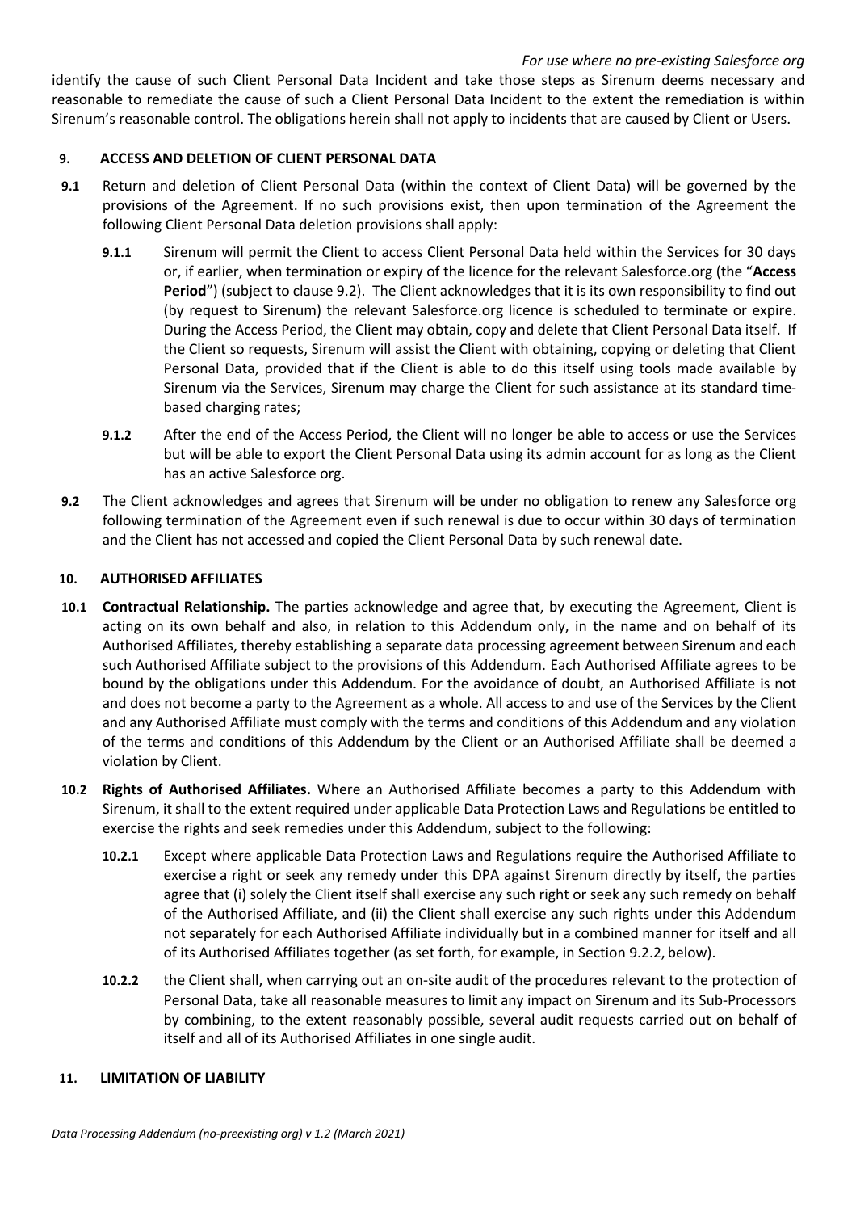identify the cause of such Client Personal Data Incident and take those steps as Sirenum deems necessary and reasonable to remediate the cause of such a Client Personal Data Incident to the extent the remediation is within Sirenum's reasonable control. The obligations herein shall not apply to incidents that are caused by Client or Users.

## 9. ACCESS AND DELETION OF CLIENT PERSONAL DATA

**9.1** Return and deletion of Client Personal Data (within the context of Client Data) will be governed by the provisions of the Agreement. If no such provisions exist, then upon termination of the Agreement the following Client Personal Data deletion provisions shall apply:

**9.1.1** Sirenum will permit the Client to access Client Personal Data held within the Services for 30 days or, if earlier, when termination or expiry of the licence for the relevant Salesforce.org (the "**Access Period**") (subject to clause 9.2). The Client acknowledges that it is its own responsibility to find out (by request to Sirenum) the relevant Salesforce.org licence is scheduled to terminate or expire. During the Access Period, the Client may obtain, copy and delete that Client Personal Data itself. If the Client so requests, Sirenum will assist the Client with obtaining, copying or deleting that Client Personal Data, provided that if the Client is able to do this itself using tools made available by Sirenum via the Services, Sirenum may charge the Client for such assistance at its standard time-based charging rates;

**9.1.2** After the end of the Access Period, the Client will no longer be able to access or use the Services but will be able to export the Client Personal Data using its admin account for as long as the Client has an active Salesforce org.

**9.2** The Client acknowledges and agrees that Sirenum will be under no obligation to renew any Salesforce org following termination of the Agreement even if such renewal is due to occur within 30 days of termination and the Client has not accessed and copied the Client Personal Data by such renewal date.

## 10. AUTHORISED AFFILIATES

**10.1** **Contractual Relationship.** The parties acknowledge and agree that, by executing the Agreement, Client is acting on its own behalf and also, in relation to this Addendum only, in the name and on behalf of its Authorised Affiliates, thereby establishing a separate data processing agreement between Sirenum and each such Authorised Affiliate subject to the provisions of this Addendum. Each Authorised Affiliate agrees to be bound by the obligations under this Addendum. For the avoidance of doubt, an Authorised Affiliate is not and does not become a party to the Agreement as a whole. All access to and use of the Services by the Client and any Authorised Affiliate must comply with the terms and conditions of this Addendum and any violation of the terms and conditions of this Addendum by the Client or an Authorised Affiliate shall be deemed a violation by Client.

**10.2** **Rights of Authorised Affiliates.** Where an Authorised Affiliate becomes a party to this Addendum with Sirenum, it shall to the extent required under applicable Data Protection Laws and Regulations be entitled to exercise the rights and seek remedies under this Addendum, subject to the following:

**10.2.1** Except where applicable Data Protection Laws and Regulations require the Authorised Affiliate to exercise a right or seek any remedy under this DPA against Sirenum directly by itself, the parties agree that (i) solely the Client itself shall exercise any such right or seek any such remedy on behalf of the Authorised Affiliate, and (ii) the Client shall exercise any such rights under this Addendum not separately for each Authorised Affiliate individually but in a combined manner for itself and all of its Authorised Affiliates together (as set forth, for example, in Section 9.2.2, below).

**10.2.2** the Client shall, when carrying out an on-site audit of the procedures relevant to the protection of Personal Data, take all reasonable measures to limit any impact on Sirenum and its Sub-Processors by combining, to the extent reasonably possible, several audit requests carried out on behalf of itself and all of its Authorised Affiliates in one single audit.

## 11. LIMITATION OF LIABILITY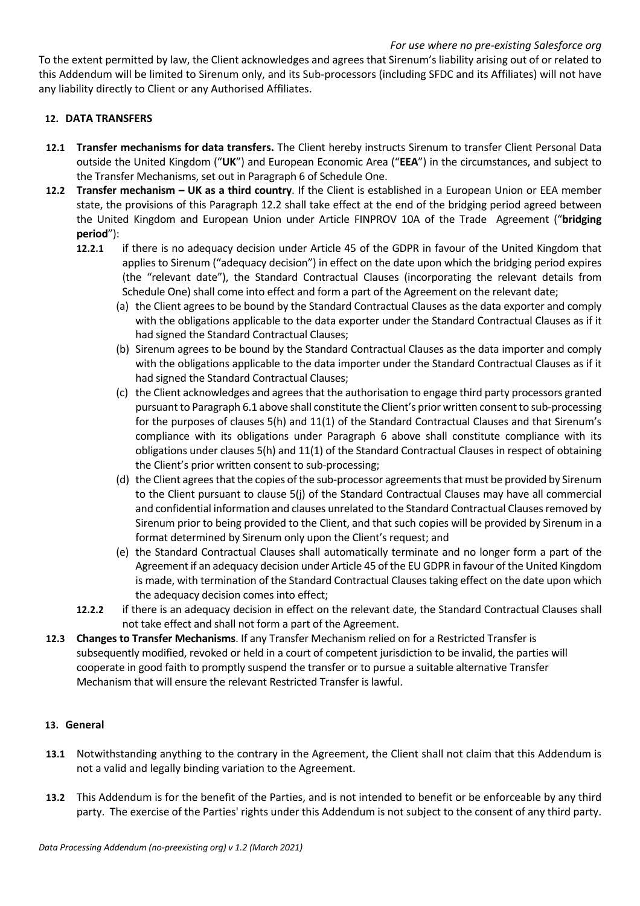To the extent permitted by law, the Client acknowledges and agrees that Sirenum's liability arising out of or related to this Addendum will be limited to Sirenum only, and its Sub-processors (including SFDC and its Affiliates) will not have any liability directly to Client or any Authorised Affiliates.

## 12. DATA TRANSFERS

**12.1 Transfer mechanisms for data transfers.** The Client hereby instructs Sirenum to transfer Client Personal Data outside the United Kingdom ("**UK**") and European Economic Area ("**EEA**") in the circumstances, and subject to the Transfer Mechanisms, set out in Paragraph 6 of Schedule One.

**12.2 Transfer mechanism – UK as a third country**. If the Client is established in a European Union or EEA member state, the provisions of this Paragraph 12.2 shall take effect at the end of the bridging period agreed between the United Kingdom and European Union under Article FINPROV 10A of the Trade Agreement ("**bridging period**"):

**12.2.1** if there is no adequacy decision under Article 45 of the GDPR in favour of the United Kingdom that applies to Sirenum ("adequacy decision") in effect on the date upon which the bridging period expires (the "relevant date"), the Standard Contractual Clauses (incorporating the relevant details from Schedule One) shall come into effect and form a part of the Agreement on the relevant date;

(a) the Client agrees to be bound by the Standard Contractual Clauses as the data exporter and comply with the obligations applicable to the data exporter under the Standard Contractual Clauses as if it had signed the Standard Contractual Clauses;

(b) Sirenum agrees to be bound by the Standard Contractual Clauses as the data importer and comply with the obligations applicable to the data importer under the Standard Contractual Clauses as if it had signed the Standard Contractual Clauses;

(c) the Client acknowledges and agrees that the authorisation to engage third party processors granted pursuant to Paragraph 6.1 above shall constitute the Client's prior written consent to sub-processing for the purposes of clauses 5(h) and 11(1) of the Standard Contractual Clauses and that Sirenum's compliance with its obligations under Paragraph 6 above shall constitute compliance with its obligations under clauses 5(h) and 11(1) of the Standard Contractual Clauses in respect of obtaining the Client's prior written consent to sub-processing;

(d) the Client agrees that the copies of the sub-processor agreements that must be provided by Sirenum to the Client pursuant to clause 5(j) of the Standard Contractual Clauses may have all commercial and confidential information and clauses unrelated to the Standard Contractual Clauses removed by Sirenum prior to being provided to the Client, and that such copies will be provided by Sirenum in a format determined by Sirenum only upon the Client's request; and

(e) the Standard Contractual Clauses shall automatically terminate and no longer form a part of the Agreement if an adequacy decision under Article 45 of the EU GDPR in favour of the United Kingdom is made, with termination of the Standard Contractual Clauses taking effect on the date upon which the adequacy decision comes into effect;

**12.2.2** if there is an adequacy decision in effect on the relevant date, the Standard Contractual Clauses shall not take effect and shall not form a part of the Agreement.

**12.3 Changes to Transfer Mechanisms**. If any Transfer Mechanism relied on for a Restricted Transfer is subsequently modified, revoked or held in a court of competent jurisdiction to be invalid, the parties will cooperate in good faith to promptly suspend the transfer or to pursue a suitable alternative Transfer Mechanism that will ensure the relevant Restricted Transfer is lawful.

## 13. General

**13.1** Notwithstanding anything to the contrary in the Agreement, the Client shall not claim that this Addendum is not a valid and legally binding variation to the Agreement.

**13.2** This Addendum is for the benefit of the Parties, and is not intended to benefit or be enforceable by any third party. The exercise of the Parties' rights under this Addendum is not subject to the consent of any third party.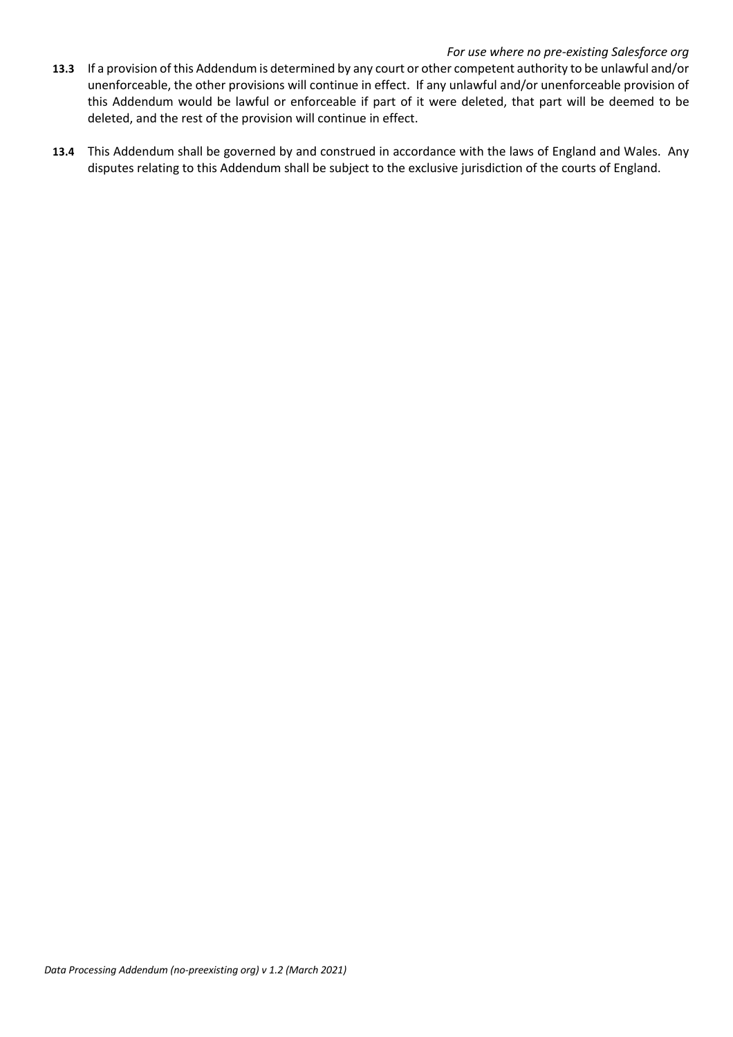**13.3** If a provision of this Addendum is determined by any court or other competent authority to be unlawful and/or unenforceable, the other provisions will continue in effect. If any unlawful and/or unenforceable provision of this Addendum would be lawful or enforceable if part of it were deleted, that part will be deemed to be deleted, and the rest of the provision will continue in effect.

**13.4** This Addendum shall be governed by and construed in accordance with the laws of England and Wales. Any disputes relating to this Addendum shall be subject to the exclusive jurisdiction of the courts of England.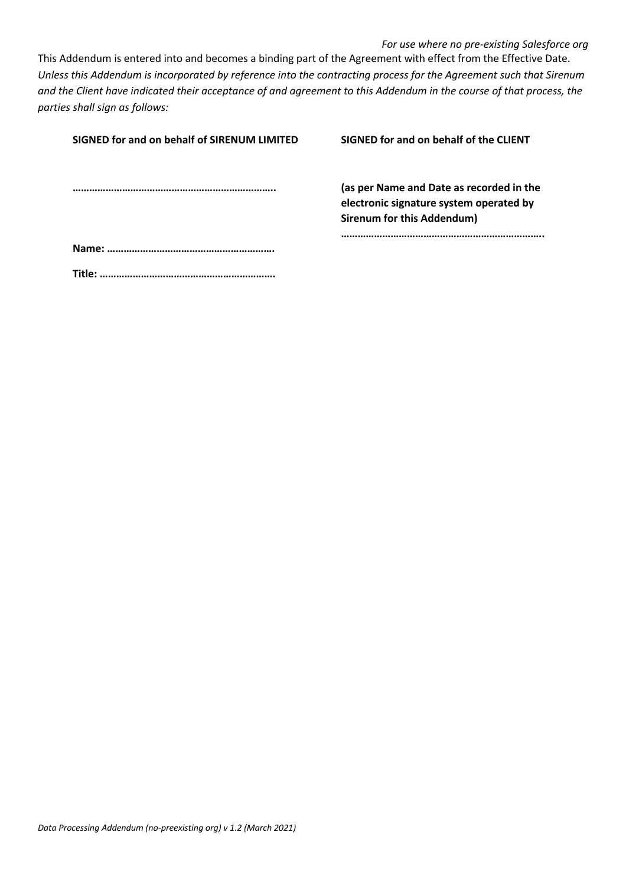*For use where no pre-existing Salesforce org*

This Addendum is entered into and becomes a binding part of the Agreement with effect from the Effective Date. *Unless this Addendum is incorporated by reference into the contracting process for the Agreement such that Sirenum and the Client have indicated their acceptance of and agreement to this Addendum in the course of that process, the parties shall sign as follows:*

| **SIGNED for and on behalf of SIRENUM LIMITED** | **SIGNED for and on behalf of the CLIENT** |
| --- | --- |
| **……………………………………………………………..** | **(as per Name and Date as recorded in the electronic signature system operated by Sirenum for this Addendum)** |
| | **……………………………………………………………..** |
| **Name: ……………………………………………………..** | |
| **Title: ………………………………………………………** | |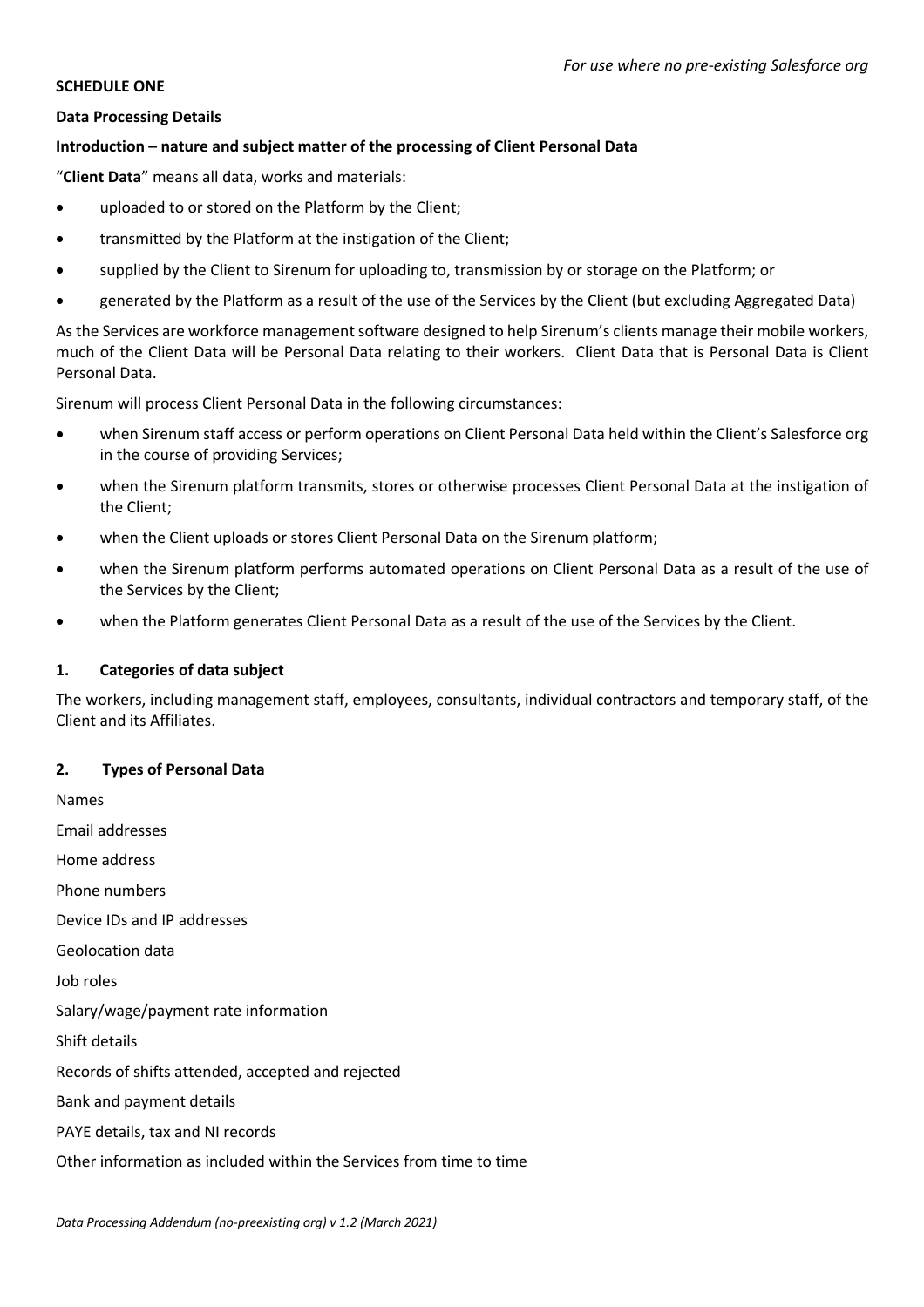*For use where no pre-existing Salesforce org*

**SCHEDULE ONE**

**Data Processing Details**

**Introduction – nature and subject matter of the processing of Client Personal Data**

"**Client Data**" means all data, works and materials:

- uploaded to or stored on the Platform by the Client;
- transmitted by the Platform at the instigation of the Client;
- supplied by the Client to Sirenum for uploading to, transmission by or storage on the Platform; or
- generated by the Platform as a result of the use of the Services by the Client (but excluding Aggregated Data)

As the Services are workforce management software designed to help Sirenum's clients manage their mobile workers, much of the Client Data will be Personal Data relating to their workers. Client Data that is Personal Data is Client Personal Data.

Sirenum will process Client Personal Data in the following circumstances:

- when Sirenum staff access or perform operations on Client Personal Data held within the Client's Salesforce org in the course of providing Services;
- when the Sirenum platform transmits, stores or otherwise processes Client Personal Data at the instigation of the Client;
- when the Client uploads or stores Client Personal Data on the Sirenum platform;
- when the Sirenum platform performs automated operations on Client Personal Data as a result of the use of the Services by the Client;
- when the Platform generates Client Personal Data as a result of the use of the Services by the Client.

**1. Categories of data subject**

The workers, including management staff, employees, consultants, individual contractors and temporary staff, of the Client and its Affiliates.

**2. Types of Personal Data**

Names

Email addresses

Home address

Phone numbers

Device IDs and IP addresses

Geolocation data

Job roles

Salary/wage/payment rate information

Shift details

Records of shifts attended, accepted and rejected

Bank and payment details

PAYE details, tax and NI records

Other information as included within the Services from time to time

*Data Processing Addendum (no-preexisting org) v 1.2 (March 2021)*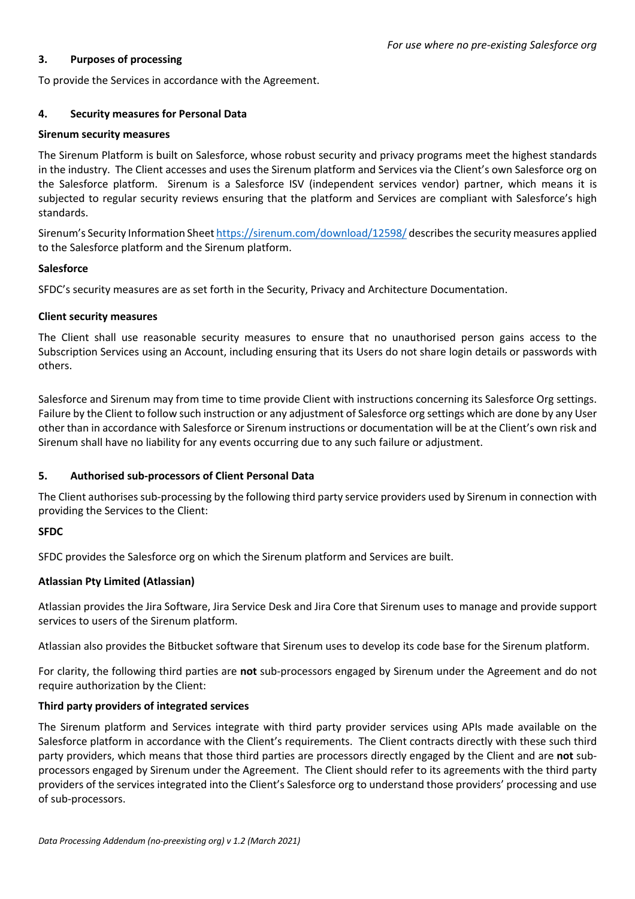### 3. Purposes of processing

To provide the Services in accordance with the Agreement.

### 4. Security measures for Personal Data

**Sirenum security measures**

The Sirenum Platform is built on Salesforce, whose robust security and privacy programs meet the highest standards in the industry. The Client accesses and uses the Sirenum platform and Services via the Client's own Salesforce org on the Salesforce platform. Sirenum is a Salesforce ISV (independent services vendor) partner, which means it is subjected to regular security reviews ensuring that the platform and Services are compliant with Salesforce's high standards.

Sirenum's Security Information Sheet https://sirenum.com/download/12598/ describes the security measures applied to the Salesforce platform and the Sirenum platform.

**Salesforce**

SFDC's security measures are as set forth in the Security, Privacy and Architecture Documentation.

**Client security measures**

The Client shall use reasonable security measures to ensure that no unauthorised person gains access to the Subscription Services using an Account, including ensuring that its Users do not share login details or passwords with others.

Salesforce and Sirenum may from time to time provide Client with instructions concerning its Salesforce Org settings. Failure by the Client to follow such instruction or any adjustment of Salesforce org settings which are done by any User other than in accordance with Salesforce or Sirenum instructions or documentation will be at the Client's own risk and Sirenum shall have no liability for any events occurring due to any such failure or adjustment.

### 5. Authorised sub-processors of Client Personal Data

The Client authorises sub-processing by the following third party service providers used by Sirenum in connection with providing the Services to the Client:

**SFDC**

SFDC provides the Salesforce org on which the Sirenum platform and Services are built.

**Atlassian Pty Limited (Atlassian)**

Atlassian provides the Jira Software, Jira Service Desk and Jira Core that Sirenum uses to manage and provide support services to users of the Sirenum platform.

Atlassian also provides the Bitbucket software that Sirenum uses to develop its code base for the Sirenum platform.

For clarity, the following third parties are **not** sub-processors engaged by Sirenum under the Agreement and do not require authorization by the Client:

**Third party providers of integrated services**

The Sirenum platform and Services integrate with third party provider services using APIs made available on the Salesforce platform in accordance with the Client's requirements. The Client contracts directly with these such third party providers, which means that those third parties are processors directly engaged by the Client and are **not** sub-processors engaged by Sirenum under the Agreement. The Client should refer to its agreements with the third party providers of the services integrated into the Client's Salesforce org to understand those providers' processing and use of sub-processors.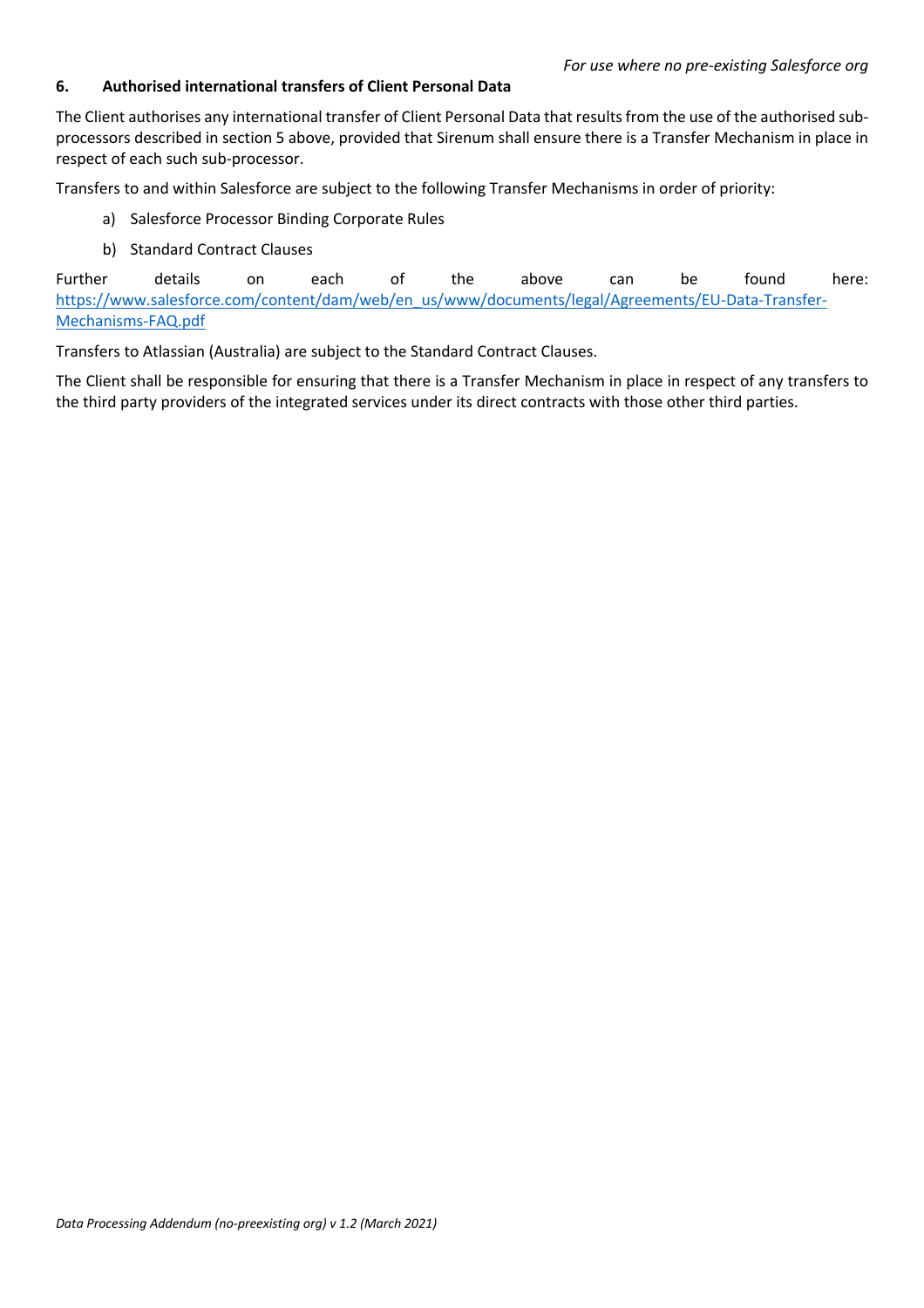## 6. Authorised international transfers of Client Personal Data

The Client authorises any international transfer of Client Personal Data that results from the use of the authorised sub-processors described in section 5 above, provided that Sirenum shall ensure there is a Transfer Mechanism in place in respect of each such sub-processor.

Transfers to and within Salesforce are subject to the following Transfer Mechanisms in order of priority:

a) Salesforce Processor Binding Corporate Rules

b) Standard Contract Clauses

Further details on each of the above can be found here: https://www.salesforce.com/content/dam/web/en_us/www/documents/legal/Agreements/EU-Data-Transfer-Mechanisms-FAQ.pdf

Transfers to Atlassian (Australia) are subject to the Standard Contract Clauses.

The Client shall be responsible for ensuring that there is a Transfer Mechanism in place in respect of any transfers to the third party providers of the integrated services under its direct contracts with those other third parties.